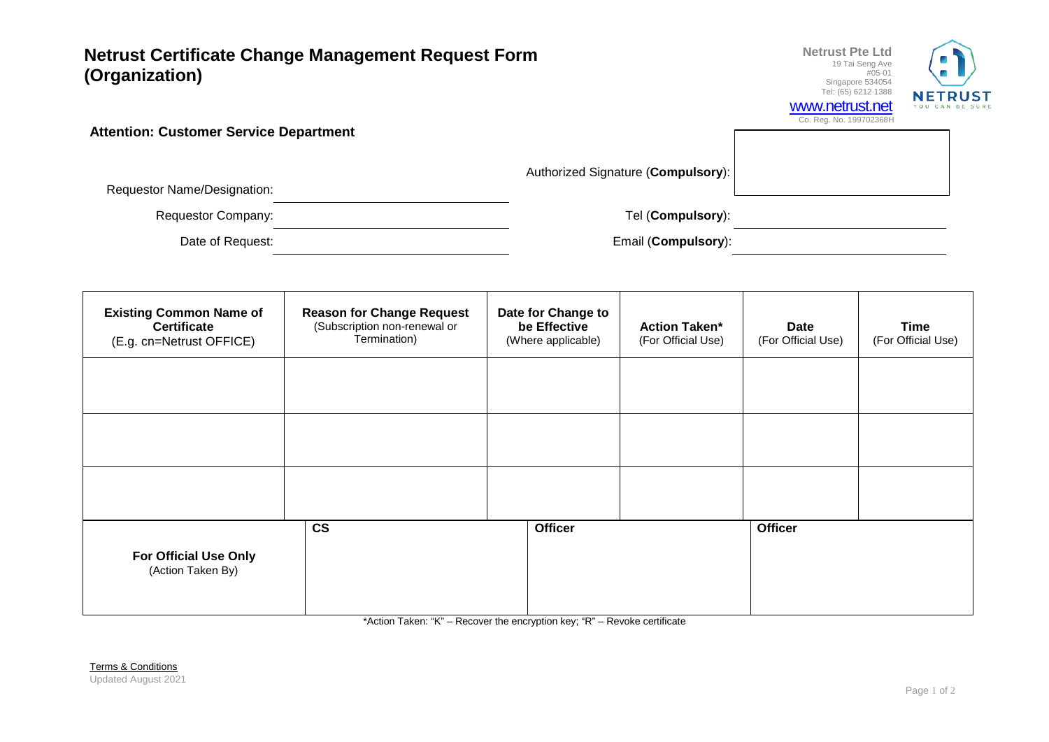# Netrust Certificate Change Management Request Form (Organization)

**Netrust Pte Ltd**
19 Tai Seng Ave
#05-01
Singapore 534054
Tel: (65) 6212 1388
www.netrust.net
Co. Reg. No. 199702368H

NETRUST
YOU CAN BE SURE

**Attention: Customer Service Department**

Requestor Name/Designation: ______________________

Requestor Company: ______________________

Date of Request: ______________________

Authorized Signature (**Compulsory**): ______________________

Tel (**Compulsory**): ______________________

Email (**Compulsory**): ______________________

| **Existing Common Name of Certificate** (E.g. cn=Netrust OFFICE) | **Reason for Change Request** (Subscription non-renewal or Termination) | **Date for Change to be Effective** (Where applicable) | **Action Taken*** (For Official Use) | **Date** (For Official Use) | **Time** (For Official Use) |
| --- | --- | --- | --- | --- | --- |
| | | | | | |
| | | | | | |
| | | | | | |

| **For Official Use Only** (Action Taken By) | **CS** | **Officer** | **Officer** |
| --- | --- | --- | --- |
| | | | |

*Action Taken: "K" – Recover the encryption key; "R" – Revoke certificate

Terms & Conditions

Updated August 2021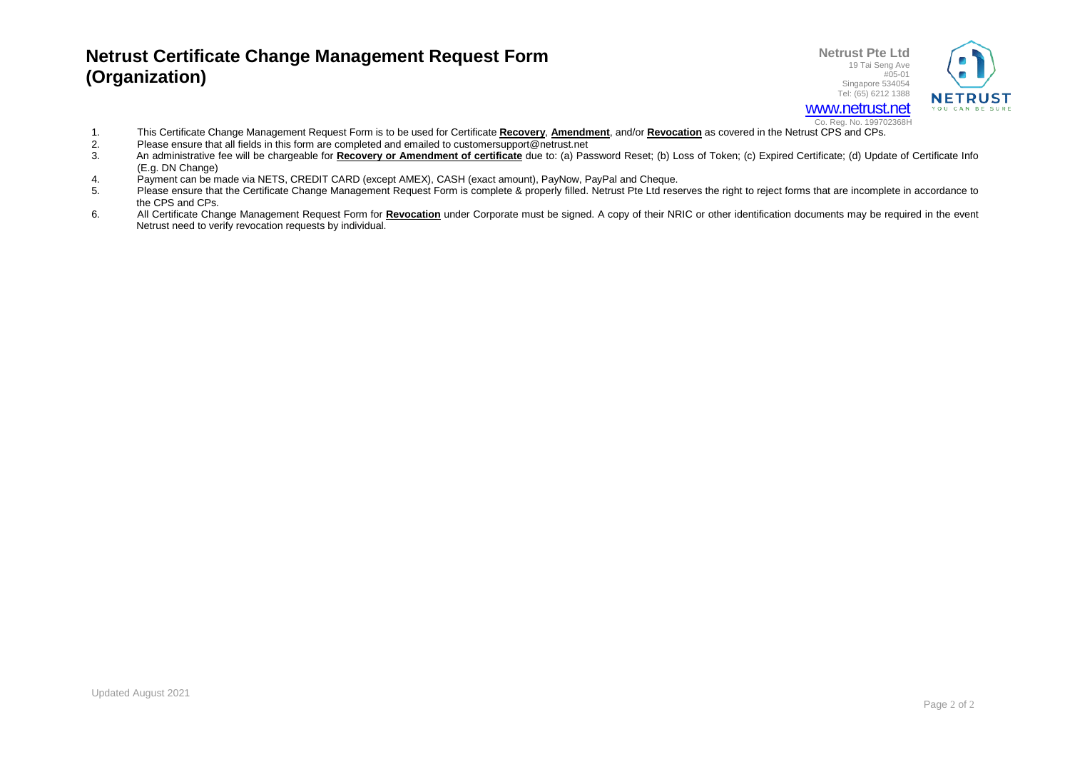# Netrust Certificate Change Management Request Form (Organization)

**Netrust Pte Ltd**
19 Tai Seng Ave
#05-01
Singapore 534054
Tel: (65) 6212 1388
www.netrust.net
Co. Reg. No. 199702368H

1. This Certificate Change Management Request Form is to be used for Certificate **Recovery**, **Amendment**, and/or **Revocation** as covered in the Netrust CPS and CPs.
2. Please ensure that all fields in this form are completed and emailed to customersupport@netrust.net
3. An administrative fee will be chargeable for **Recovery or Amendment of certificate** due to: (a) Password Reset; (b) Loss of Token; (c) Expired Certificate; (d) Update of Certificate Info (E.g. DN Change)
4. Payment can be made via NETS, CREDIT CARD (except AMEX), CASH (exact amount), PayNow, PayPal and Cheque.
5. Please ensure that the Certificate Change Management Request Form is complete & properly filled. Netrust Pte Ltd reserves the right to reject forms that are incomplete in accordance to the CPS and CPs.
6. All Certificate Change Management Request Form for **Revocation** under Corporate must be signed. A copy of their NRIC or other identification documents may be required in the event Netrust need to verify revocation requests by individual.

Updated August 2021